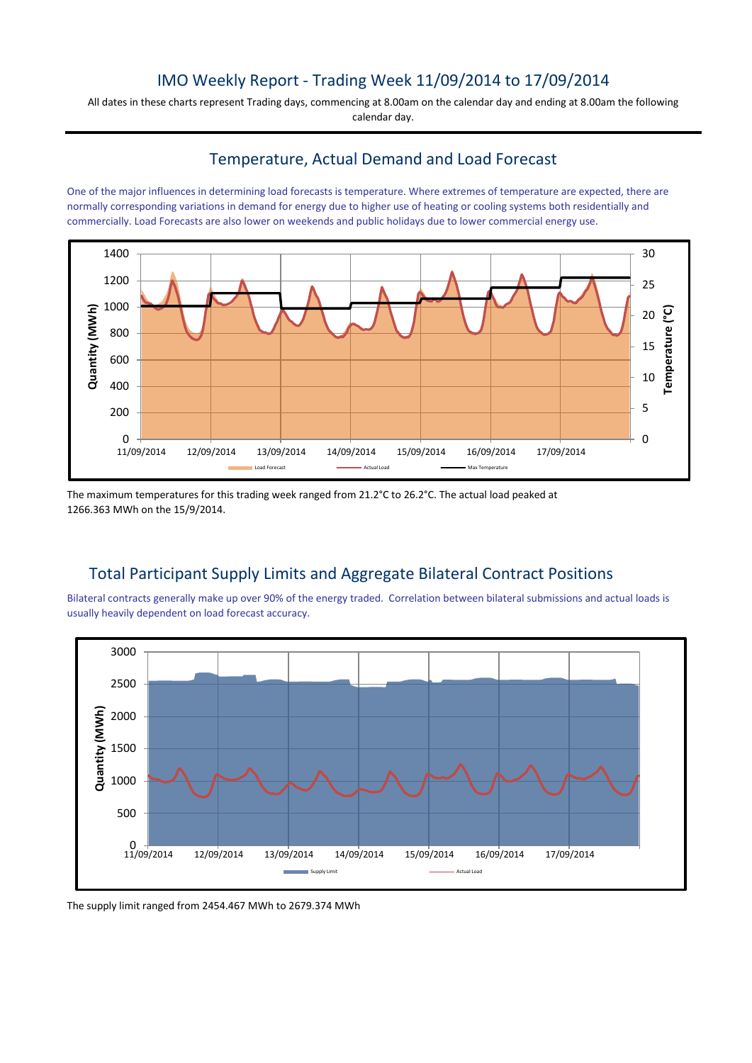# IMO Weekly Report - Trading Week 11/09/2014 to 17/09/2014

All dates in these charts represent Trading days, commencing at 8.00am on the calendar day and ending at 8.00am the following calendar day.

## Temperature, Actual Demand and Load Forecast

One of the major influences in determining load forecasts is temperature. Where extremes of temperature are expected, there are normally corresponding variations in demand for energy due to higher use of heating or cooling systems both residentially and commercially. Load Forecasts are also lower on weekends and public holidays due to lower commercial energy use.

The maximum temperatures for this trading week ranged from 21.2°C to 26.2°C. The actual load peaked at 1266.363 MWh on the 15/9/2014.

## Total Participant Supply Limits and Aggregate Bilateral Contract Positions

Bilateral contracts generally make up over 90% of the energy traded. Correlation between bilateral submissions and actual loads is usually heavily dependent on load forecast accuracy.

The supply limit ranged from 2454.467 MWh to 2679.374 MWh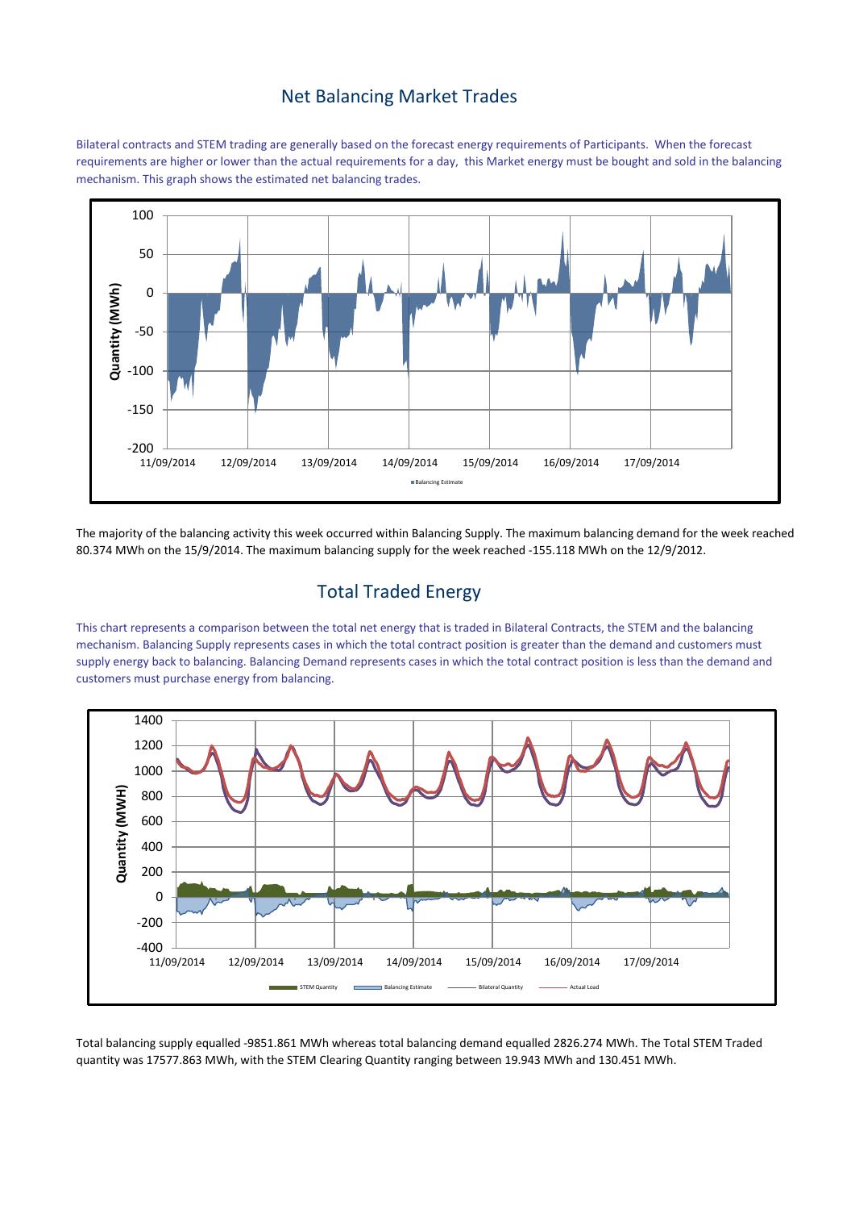## Net Balancing Market Trades

Bilateral contracts and STEM trading are generally based on the forecast energy requirements of Participants. When the forecast requirements are higher or lower than the actual requirements for a day, this Market energy must be bought and sold in the balancing mechanism. This graph shows the estimated net balancing trades.

The majority of the balancing activity this week occurred within Balancing Supply. The maximum balancing demand for the week reached 80.374 MWh on the 15/9/2014. The maximum balancing supply for the week reached -155.118 MWh on the 12/9/2012.

## Total Traded Energy

This chart represents a comparison between the total net energy that is traded in Bilateral Contracts, the STEM and the balancing mechanism. Balancing Supply represents cases in which the total contract position is greater than the demand and customers must supply energy back to balancing. Balancing Demand represents cases in which the total contract position is less than the demand and customers must purchase energy from balancing.

Total balancing supply equalled -9851.861 MWh whereas total balancing demand equalled 2826.274 MWh. The Total STEM Traded quantity was 17577.863 MWh, with the STEM Clearing Quantity ranging between 19.943 MWh and 130.451 MWh.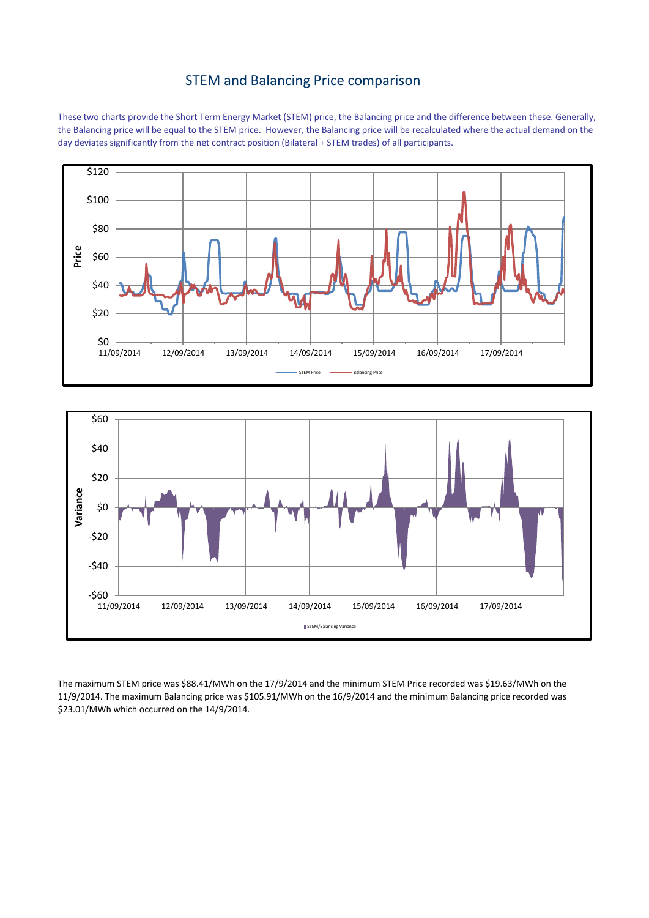# STEM and Balancing Price comparison

These two charts provide the Short Term Energy Market (STEM) price, the Balancing price and the difference between these. Generally, the Balancing price will be equal to the STEM price. However, the Balancing price will be recalculated where the actual demand on the day deviates significantly from the net contract position (Bilateral + STEM trades) of all participants.

Price

$120
$100
$80
$60
$40
$20
$0

11/09/2014 12/09/2014 13/09/2014 14/09/2014 15/09/2014 16/09/2014 17/09/2014

STEM Price
Balancing Price

Variance

$60
$40
$20
$0
-$20
-$40
-$60

11/09/2014 12/09/2014 13/09/2014 14/09/2014 15/09/2014 16/09/2014 17/09/2014

STEM/Balancing Variance

The maximum STEM price was $88.41/MWh on the 17/9/2014 and the minimum STEM Price recorded was $19.63/MWh on the 11/9/2014. The maximum Balancing price was $105.91/MWh on the 16/9/2014 and the minimum Balancing price recorded was $23.01/MWh which occurred on the 14/9/2014.